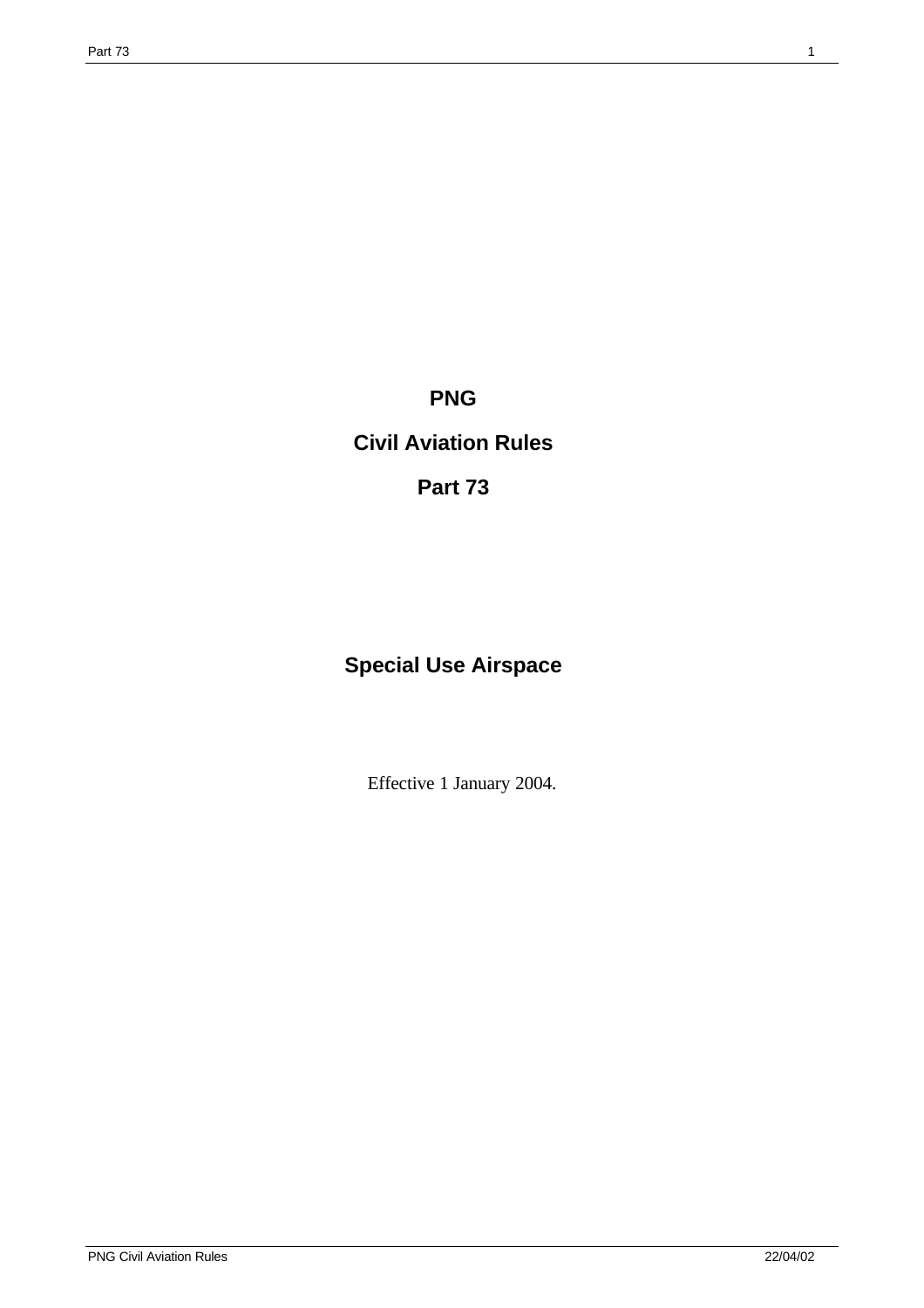# PNG

# Civil Aviation Rules

# Part 73

## Special Use Airspace

Effective 1 January 2004.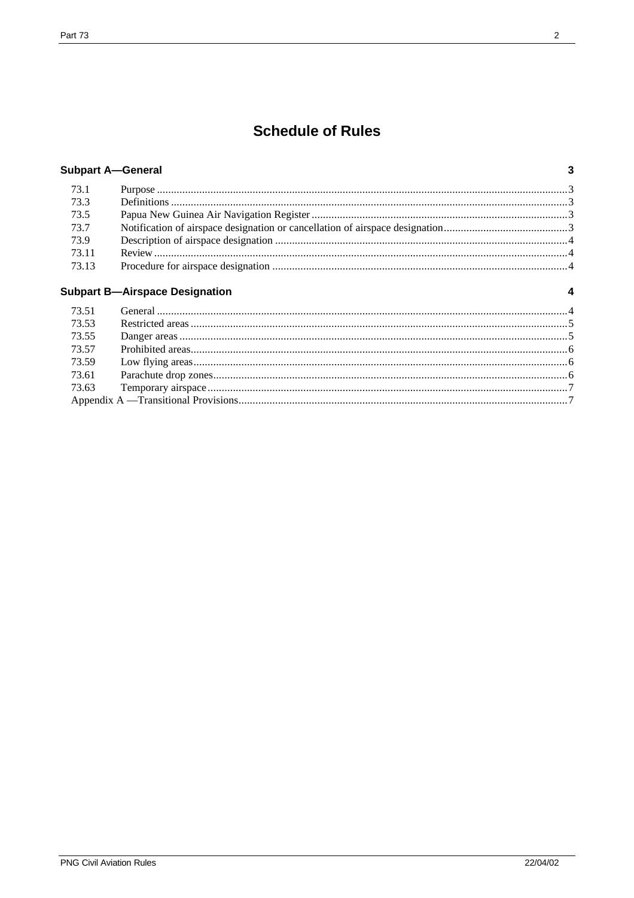# Schedule of Rules

## Subpart A—General 3

| | | |
|---|---|---|
| 73.1 | Purpose | 3 |
| 73.3 | Definitions | 3 |
| 73.5 | Papua New Guinea Air Navigation Register | 3 |
| 73.7 | Notification of airspace designation or cancellation of airspace designation | 3 |
| 73.9 | Description of airspace designation | 4 |
| 73.11 | Review | 4 |
| 73.13 | Procedure for airspace designation | 4 |

## Subpart B—Airspace Designation 4

| | | |
|---|---|---|
| 73.51 | General | 4 |
| 73.53 | Restricted areas | 5 |
| 73.55 | Danger areas | 5 |
| 73.57 | Prohibited areas | 6 |
| 73.59 | Low flying areas | 6 |
| 73.61 | Parachute drop zones | 6 |
| 73.63 | Temporary airspace | 7 |
| Appendix A —Transitional Provisions | | 7 |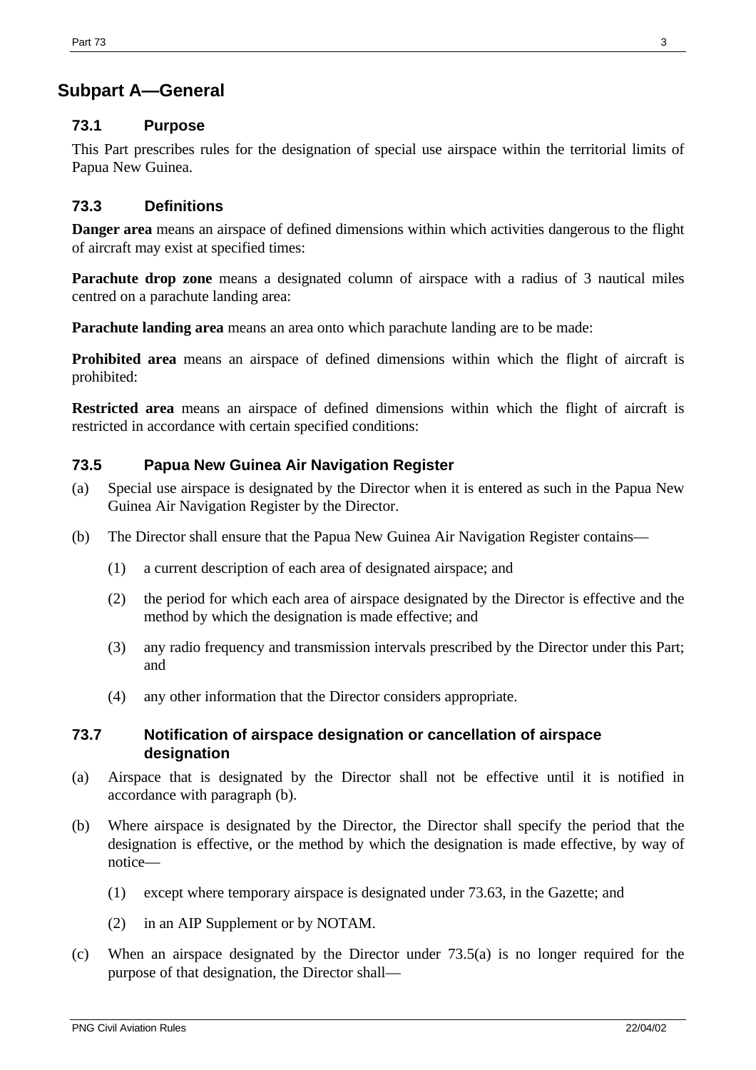## Subpart A—General

### 73.1 Purpose

This Part prescribes rules for the designation of special use airspace within the territorial limits of Papua New Guinea.

### 73.3 Definitions

**Danger area** means an airspace of defined dimensions within which activities dangerous to the flight of aircraft may exist at specified times:

**Parachute drop zone** means a designated column of airspace with a radius of 3 nautical miles centred on a parachute landing area:

**Parachute landing area** means an area onto which parachute landing are to be made:

**Prohibited area** means an airspace of defined dimensions within which the flight of aircraft is prohibited:

**Restricted area** means an airspace of defined dimensions within which the flight of aircraft is restricted in accordance with certain specified conditions:

### 73.5 Papua New Guinea Air Navigation Register

(a) Special use airspace is designated by the Director when it is entered as such in the Papua New Guinea Air Navigation Register by the Director.

(b) The Director shall ensure that the Papua New Guinea Air Navigation Register contains—

(1) a current description of each area of designated airspace; and

(2) the period for which each area of airspace designated by the Director is effective and the method by which the designation is made effective; and

(3) any radio frequency and transmission intervals prescribed by the Director under this Part; and

(4) any other information that the Director considers appropriate.

### 73.7 Notification of airspace designation or cancellation of airspace designation

(a) Airspace that is designated by the Director shall not be effective until it is notified in accordance with paragraph (b).

(b) Where airspace is designated by the Director, the Director shall specify the period that the designation is effective, or the method by which the designation is made effective, by way of notice—

(1) except where temporary airspace is designated under 73.63, in the Gazette; and

(2) in an AIP Supplement or by NOTAM.

(c) When an airspace designated by the Director under 73.5(a) is no longer required for the purpose of that designation, the Director shall—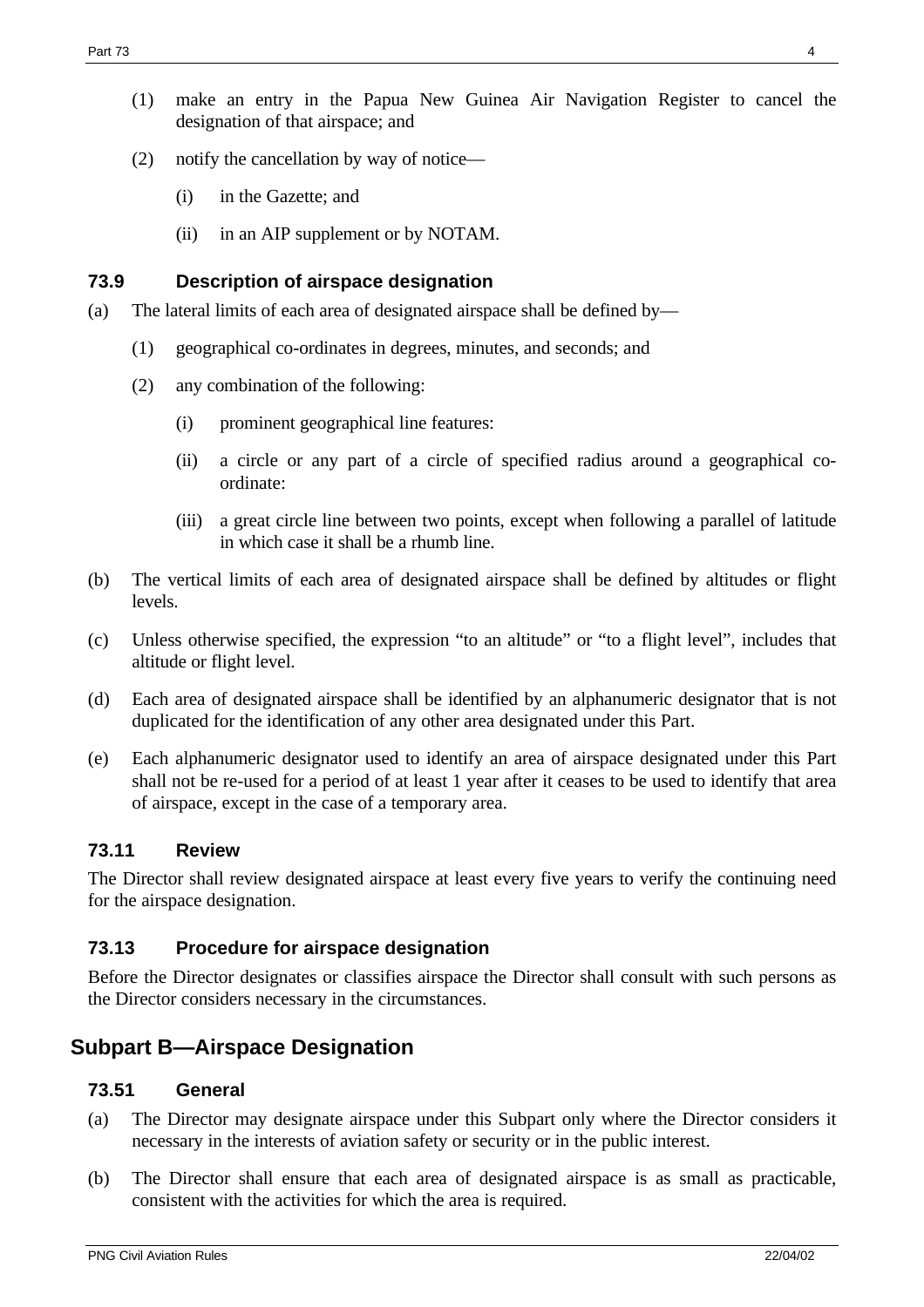(1) make an entry in the Papua New Guinea Air Navigation Register to cancel the designation of that airspace; and

(2) notify the cancellation by way of notice—

(i) in the Gazette; and

(ii) in an AIP supplement or by NOTAM.

### 73.9 Description of airspace designation

(a) The lateral limits of each area of designated airspace shall be defined by—

(1) geographical co-ordinates in degrees, minutes, and seconds; and

(2) any combination of the following:

(i) prominent geographical line features:

(ii) a circle or any part of a circle of specified radius around a geographical co-ordinate:

(iii) a great circle line between two points, except when following a parallel of latitude in which case it shall be a rhumb line.

(b) The vertical limits of each area of designated airspace shall be defined by altitudes or flight levels.

(c) Unless otherwise specified, the expression "to an altitude" or "to a flight level", includes that altitude or flight level.

(d) Each area of designated airspace shall be identified by an alphanumeric designator that is not duplicated for the identification of any other area designated under this Part.

(e) Each alphanumeric designator used to identify an area of airspace designated under this Part shall not be re-used for a period of at least 1 year after it ceases to be used to identify that area of airspace, except in the case of a temporary area.

### 73.11 Review

The Director shall review designated airspace at least every five years to verify the continuing need for the airspace designation.

### 73.13 Procedure for airspace designation

Before the Director designates or classifies airspace the Director shall consult with such persons as the Director considers necessary in the circumstances.

## Subpart B—Airspace Designation

### 73.51 General

(a) The Director may designate airspace under this Subpart only where the Director considers it necessary in the interests of aviation safety or security or in the public interest.

(b) The Director shall ensure that each area of designated airspace is as small as practicable, consistent with the activities for which the area is required.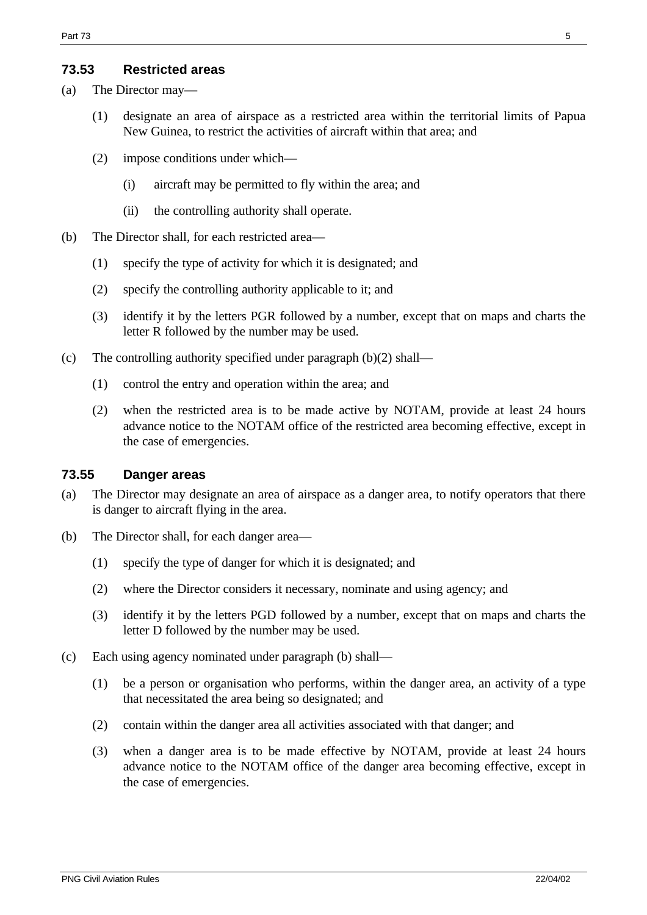### 73.53 Restricted areas

(a) The Director may—

(1) designate an area of airspace as a restricted area within the territorial limits of Papua New Guinea, to restrict the activities of aircraft within that area; and

(2) impose conditions under which—

(i) aircraft may be permitted to fly within the area; and

(ii) the controlling authority shall operate.

(b) The Director shall, for each restricted area—

(1) specify the type of activity for which it is designated; and

(2) specify the controlling authority applicable to it; and

(3) identify it by the letters PGR followed by a number, except that on maps and charts the letter R followed by the number may be used.

(c) The controlling authority specified under paragraph (b)(2) shall—

(1) control the entry and operation within the area; and

(2) when the restricted area is to be made active by NOTAM, provide at least 24 hours advance notice to the NOTAM office of the restricted area becoming effective, except in the case of emergencies.

### 73.55 Danger areas

(a) The Director may designate an area of airspace as a danger area, to notify operators that there is danger to aircraft flying in the area.

(b) The Director shall, for each danger area—

(1) specify the type of danger for which it is designated; and

(2) where the Director considers it necessary, nominate and using agency; and

(3) identify it by the letters PGD followed by a number, except that on maps and charts the letter D followed by the number may be used.

(c) Each using agency nominated under paragraph (b) shall—

(1) be a person or organisation who performs, within the danger area, an activity of a type that necessitated the area being so designated; and

(2) contain within the danger area all activities associated with that danger; and

(3) when a danger area is to be made effective by NOTAM, provide at least 24 hours advance notice to the NOTAM office of the danger area becoming effective, except in the case of emergencies.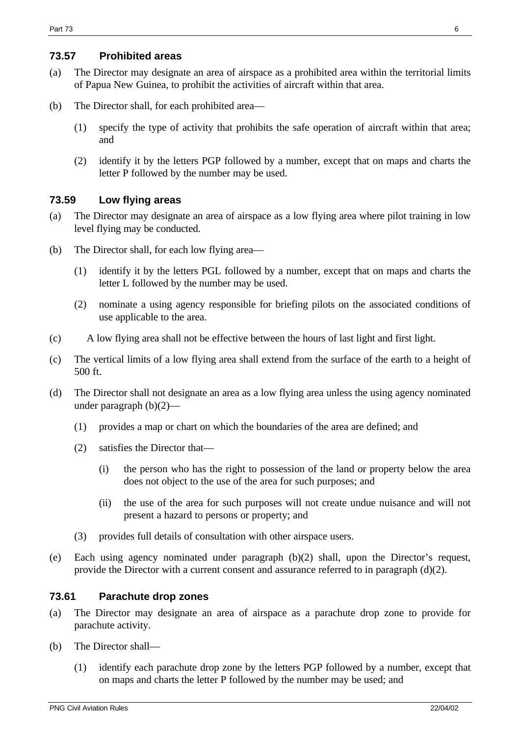### 73.57 Prohibited areas

(a) The Director may designate an area of airspace as a prohibited area within the territorial limits of Papua New Guinea, to prohibit the activities of aircraft within that area.

(b) The Director shall, for each prohibited area—

  (1) specify the type of activity that prohibits the safe operation of aircraft within that area; and

  (2) identify it by the letters PGP followed by a number, except that on maps and charts the letter P followed by the number may be used.

### 73.59 Low flying areas

(a) The Director may designate an area of airspace as a low flying area where pilot training in low level flying may be conducted.

(b) The Director shall, for each low flying area—

  (1) identify it by the letters PGL followed by a number, except that on maps and charts the letter L followed by the number may be used.

  (2) nominate a using agency responsible for briefing pilots on the associated conditions of use applicable to the area.

(c) A low flying area shall not be effective between the hours of last light and first light.

(c) The vertical limits of a low flying area shall extend from the surface of the earth to a height of 500 ft.

(d) The Director shall not designate an area as a low flying area unless the using agency nominated under paragraph (b)(2)—

  (1) provides a map or chart on which the boundaries of the area are defined; and

  (2) satisfies the Director that—

    (i) the person who has the right to possession of the land or property below the area does not object to the use of the area for such purposes; and

    (ii) the use of the area for such purposes will not create undue nuisance and will not present a hazard to persons or property; and

  (3) provides full details of consultation with other airspace users.

(e) Each using agency nominated under paragraph (b)(2) shall, upon the Director's request, provide the Director with a current consent and assurance referred to in paragraph (d)(2).

### 73.61 Parachute drop zones

(a) The Director may designate an area of airspace as a parachute drop zone to provide for parachute activity.

(b) The Director shall—

  (1) identify each parachute drop zone by the letters PGP followed by a number, except that on maps and charts the letter P followed by the number may be used; and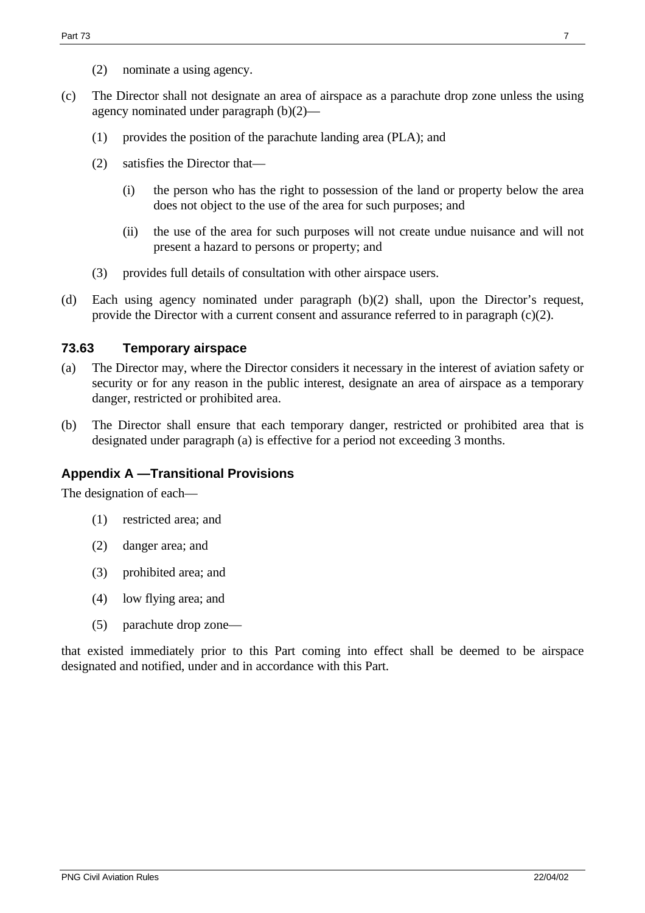(2) nominate a using agency.

(c) The Director shall not designate an area of airspace as a parachute drop zone unless the using agency nominated under paragraph (b)(2)—

(1) provides the position of the parachute landing area (PLA); and

(2) satisfies the Director that—

(i) the person who has the right to possession of the land or property below the area does not object to the use of the area for such purposes; and

(ii) the use of the area for such purposes will not create undue nuisance and will not present a hazard to persons or property; and

(3) provides full details of consultation with other airspace users.

(d) Each using agency nominated under paragraph (b)(2) shall, upon the Director's request, provide the Director with a current consent and assurance referred to in paragraph (c)(2).

### 73.63 Temporary airspace

(a) The Director may, where the Director considers it necessary in the interest of aviation safety or security or for any reason in the public interest, designate an area of airspace as a temporary danger, restricted or prohibited area.

(b) The Director shall ensure that each temporary danger, restricted or prohibited area that is designated under paragraph (a) is effective for a period not exceeding 3 months.

### Appendix A —Transitional Provisions

The designation of each—

(1) restricted area; and

(2) danger area; and

(3) prohibited area; and

(4) low flying area; and

(5) parachute drop zone—

that existed immediately prior to this Part coming into effect shall be deemed to be airspace designated and notified, under and in accordance with this Part.